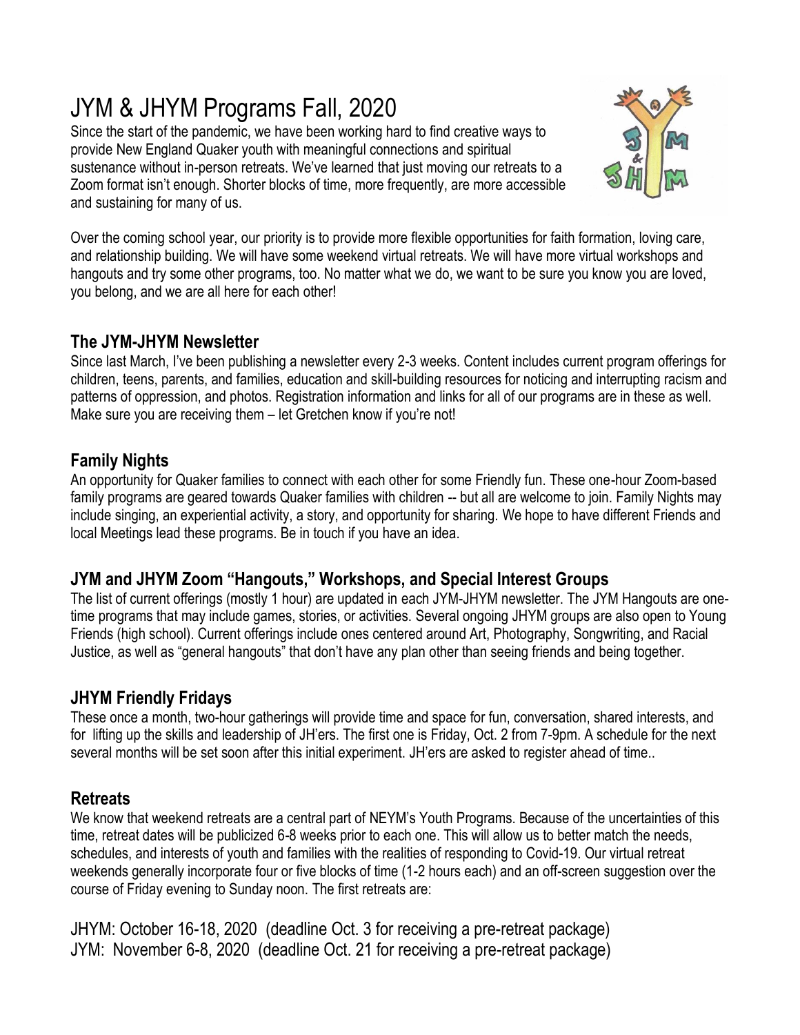# JYM & JHYM Programs Fall, 2020

Since the start of the pandemic, we have been working hard to find creative ways to provide New England Quaker youth with meaningful connections and spiritual sustenance without in-person retreats. We've learned that just moving our retreats to a Zoom format isn't enough. Shorter blocks of time, more frequently, are more accessible and sustaining for many of us.

Over the coming school year, our priority is to provide more flexible opportunities for faith formation, loving care, and relationship building. We will have some weekend virtual retreats. We will have more virtual workshops and hangouts and try some other programs, too. No matter what we do, we want to be sure you know you are loved, you belong, and we are all here for each other!

## The JYM-JHYM Newsletter

Since last March, I've been publishing a newsletter every 2-3 weeks. Content includes current program offerings for children, teens, parents, and families, education and skill-building resources for noticing and interrupting racism and patterns of oppression, and photos. Registration information and links for all of our programs are in these as well. Make sure you are receiving them – let Gretchen know if you're not!

## Family Nights

An opportunity for Quaker families to connect with each other for some Friendly fun. These one-hour Zoom-based family programs are geared towards Quaker families with children -- but all are welcome to join. Family Nights may include singing, an experiential activity, a story, and opportunity for sharing. We hope to have different Friends and local Meetings lead these programs. Be in touch if you have an idea.

## JYM and JHYM Zoom "Hangouts," Workshops, and Special Interest Groups

The list of current offerings (mostly 1 hour) are updated in each JYM-JHYM newsletter. The JYM Hangouts are one-time programs that may include games, stories, or activities. Several ongoing JHYM groups are also open to Young Friends (high school). Current offerings include ones centered around Art, Photography, Songwriting, and Racial Justice, as well as "general hangouts" that don't have any plan other than seeing friends and being together.

## JHYM Friendly Fridays

These once a month, two-hour gatherings will provide time and space for fun, conversation, shared interests, and for lifting up the skills and leadership of JH'ers. The first one is Friday, Oct. 2 from 7-9pm. A schedule for the next several months will be set soon after this initial experiment. JH'ers are asked to register ahead of time..

## Retreats

We know that weekend retreats are a central part of NEYM's Youth Programs. Because of the uncertainties of this time, retreat dates will be publicized 6-8 weeks prior to each one. This will allow us to better match the needs, schedules, and interests of youth and families with the realities of responding to Covid-19. Our virtual retreat weekends generally incorporate four or five blocks of time (1-2 hours each) and an off-screen suggestion over the course of Friday evening to Sunday noon. The first retreats are:

JHYM: October 16-18, 2020 (deadline Oct. 3 for receiving a pre-retreat package)
JYM: November 6-8, 2020 (deadline Oct. 21 for receiving a pre-retreat package)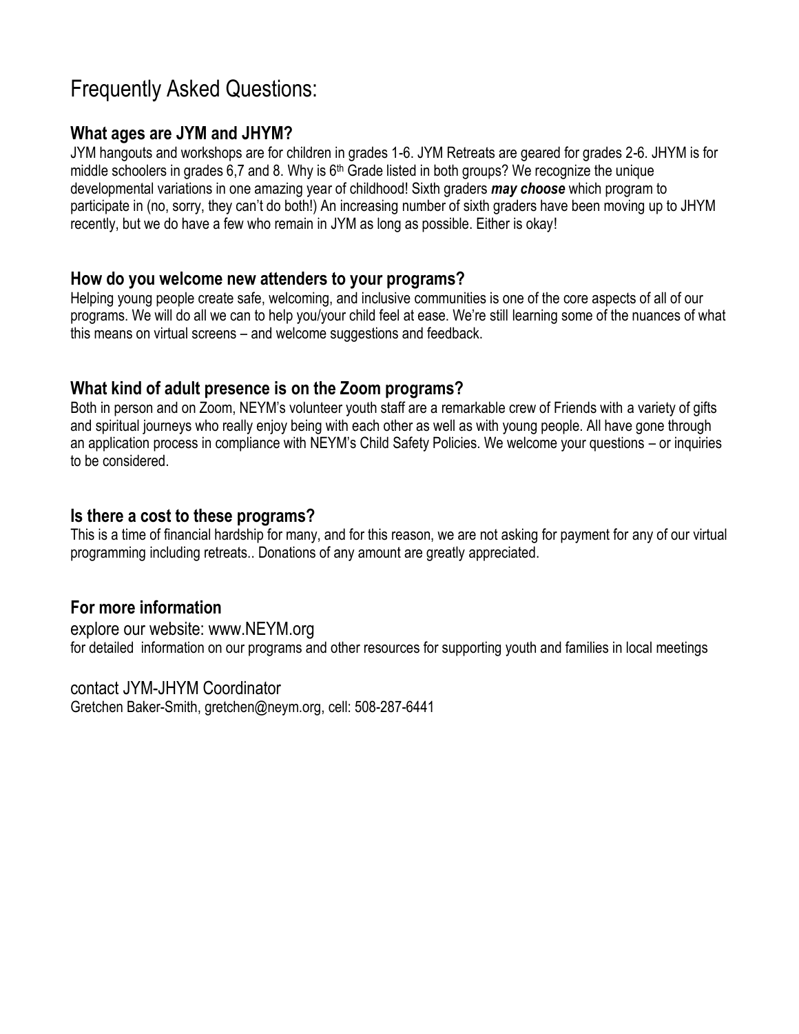# Frequently Asked Questions:

## What ages are JYM and JHYM?

JYM hangouts and workshops are for children in grades 1-6. JYM Retreats are geared for grades 2-6. JHYM is for middle schoolers in grades 6,7 and 8. Why is 6th Grade listed in both groups? We recognize the unique developmental variations in one amazing year of childhood! Sixth graders ***may choose*** which program to participate in (no, sorry, they can't do both!) An increasing number of sixth graders have been moving up to JHYM recently, but we do have a few who remain in JYM as long as possible. Either is okay!

## How do you welcome new attenders to your programs?

Helping young people create safe, welcoming, and inclusive communities is one of the core aspects of all of our programs. We will do all we can to help you/your child feel at ease. We're still learning some of the nuances of what this means on virtual screens – and welcome suggestions and feedback.

## What kind of adult presence is on the Zoom programs?

Both in person and on Zoom, NEYM's volunteer youth staff are a remarkable crew of Friends with a variety of gifts and spiritual journeys who really enjoy being with each other as well as with young people. All have gone through an application process in compliance with NEYM's Child Safety Policies. We welcome your questions – or inquiries to be considered.

## Is there a cost to these programs?

This is a time of financial hardship for many, and for this reason, we are not asking for payment for any of our virtual programming including retreats.. Donations of any amount are greatly appreciated.

## For more information

explore our website: www.NEYM.org

for detailed information on our programs and other resources for supporting youth and families in local meetings

contact JYM-JHYM Coordinator

Gretchen Baker-Smith, gretchen@neym.org, cell: 508-287-6441